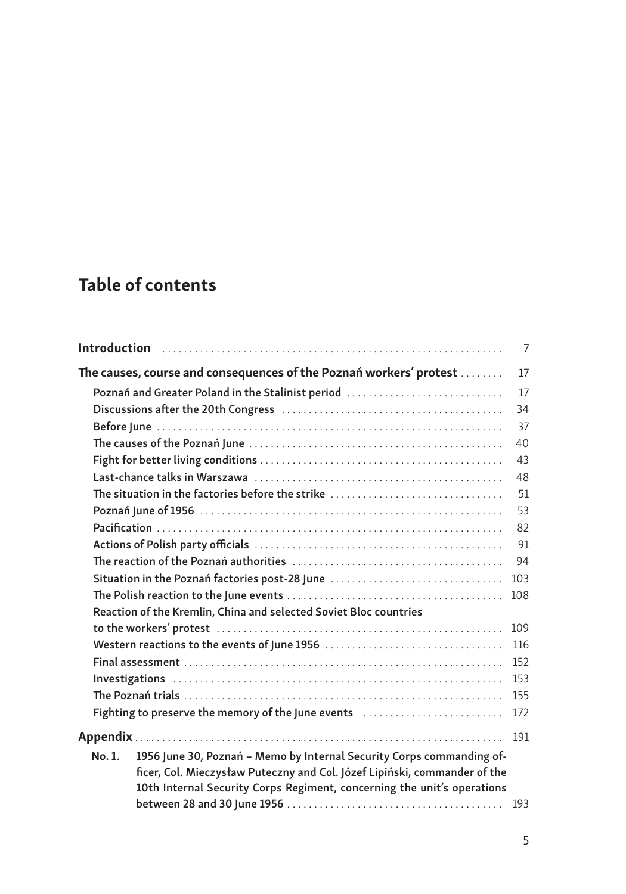# Table of contents

**Introduction** . . . . . . . . . . 7

**The causes, course and consequences of the Poznań workers' protest** . . . . . . . . 17

- Poznań and Greater Poland in the Stalinist period . . . . . . . . . . 17
- Discussions after the 20th Congress . . . . . . . . . . 34
- Before June . . . . . . . . . . 37
- The causes of the Poznań June . . . . . . . . . . 40
- Fight for better living conditions . . . . . . . . . . 43
- Last-chance talks in Warszawa . . . . . . . . . . 48
- The situation in the factories before the strike . . . . . . . . . . 51
- Poznań June of 1956 . . . . . . . . . . 53
- Pacification . . . . . . . . . . 82
- Actions of Polish party officials . . . . . . . . . . 91
- The reaction of the Poznań authorities . . . . . . . . . . 94
- Situation in the Poznań factories post-28 June . . . . . . . . . . 103
- The Polish reaction to the June events . . . . . . . . . . 108
- Reaction of the Kremlin, China and selected Soviet Bloc countries to the workers' protest . . . . . . . . . . 109
- Western reactions to the events of June 1956 . . . . . . . . . . 116
- Final assessment . . . . . . . . . . 152
- Investigations . . . . . . . . . . 153
- The Poznań trials . . . . . . . . . . 155
- Fighting to preserve the memory of the June events . . . . . . . . . . 172

**Appendix** . . . . . . . . . . 191

**No. 1.** 1956 June 30, Poznań – Memo by Internal Security Corps commanding officer, Col. Mieczysław Puteczny and Col. Józef Lipiński, commander of the 10th Internal Security Corps Regiment, concerning the unit's operations between 28 and 30 June 1956 . . . . . . . . . . 193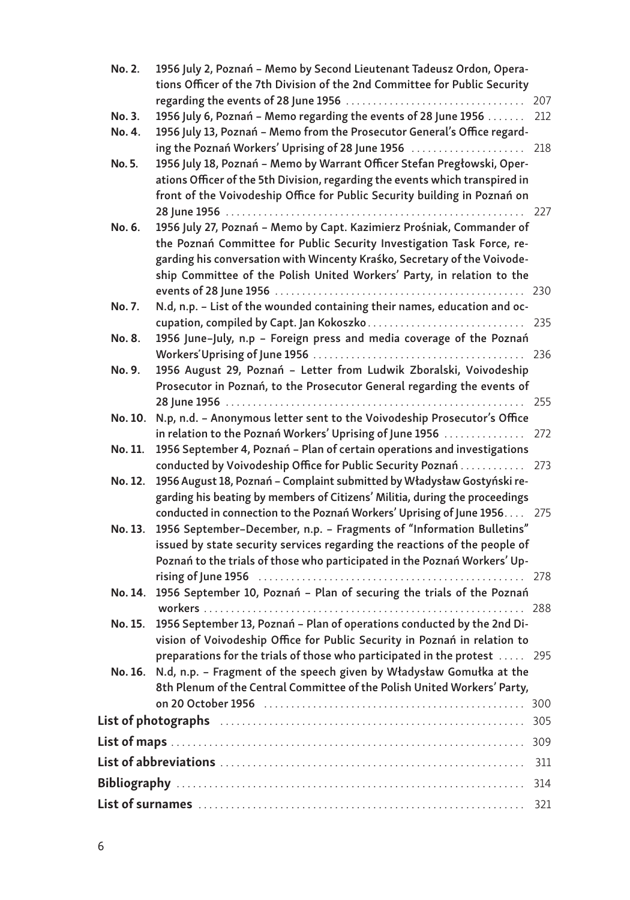**No. 2.** 1956 July 2, Poznań – Memo by Second Lieutenant Tadeusz Ordon, Operations Officer of the 7th Division of the 2nd Committee for Public Security regarding the events of 28 June 1956 ................................ 207

**No. 3.** 1956 July 6, Poznań – Memo regarding the events of 28 June 1956 ....... 212

**No. 4.** 1956 July 13, Poznań – Memo from the Prosecutor General's Office regarding the Poznań Workers' Uprising of 28 June 1956 ..................... 218

**No. 5.** 1956 July 18, Poznań – Memo by Warrant Officer Stefan Pregłowski, Operations Officer of the 5th Division, regarding the events which transpired in front of the Voivodeship Office for Public Security building in Poznań on 28 June 1956 ...................................................... 227

**No. 6.** 1956 July 27, Poznań – Memo by Capt. Kazimierz Prośniak, Commander of the Poznań Committee for Public Security Investigation Task Force, regarding his conversation with Wincenty Kraśko, Secretary of the Voivodeship Committee of the Polish United Workers' Party, in relation to the events of 28 June 1956 ............................................. 230

**No. 7.** N.d, n.p. – List of the wounded containing their names, education and occupation, compiled by Capt. Jan Kokoszko............................ 235

**No. 8.** 1956 June–July, n.p – Foreign press and media coverage of the Poznań Workers'Uprising of June 1956 ...................................... 236

**No. 9.** 1956 August 29, Poznań – Letter from Ludwik Zboralski, Voivodeship Prosecutor in Poznań, to the Prosecutor General regarding the events of 28 June 1956 ...................................................... 255

**No. 10.** N.p, n.d. – Anonymous letter sent to the Voivodeship Prosecutor's Office in relation to the Poznań Workers' Uprising of June 1956 ............... 272

**No. 11.** 1956 September 4, Poznań – Plan of certain operations and investigations conducted by Voivodeship Office for Public Security Poznań ............ 273

**No. 12.** 1956 August 18, Poznań – Complaint submitted by Władysław Gostyński regarding his beating by members of Citizens' Militia, during the proceedings conducted in connection to the Poznań Workers' Uprising of June 1956.... 275

**No. 13.** 1956 September–December, n.p. – Fragments of "Information Bulletins" issued by state security services regarding the reactions of the people of Poznań to the trials of those who participated in the Poznań Workers' Uprising of June 1956 ................................................ 278

**No. 14.** 1956 September 10, Poznań – Plan of securing the trials of the Poznań workers .......................................................... 288

**No. 15.** 1956 September 13, Poznań – Plan of operations conducted by the 2nd Division of Voivodeship Office for Public Security in Poznań in relation to preparations for the trials of those who participated in the protest ..... 295

**No. 16.** N.d, n.p. – Fragment of the speech given by Władysław Gomułka at the 8th Plenum of the Central Committee of the Polish United Workers' Party, on 20 October 1956 ............................................... 300

**List of photographs** ........................................................ 305

**List of maps** ................................................................ 309

**List of abbreviations** ....................................................... 311

**Bibliography** ............................................................... 314

**List of surnames** ........................................................... 321